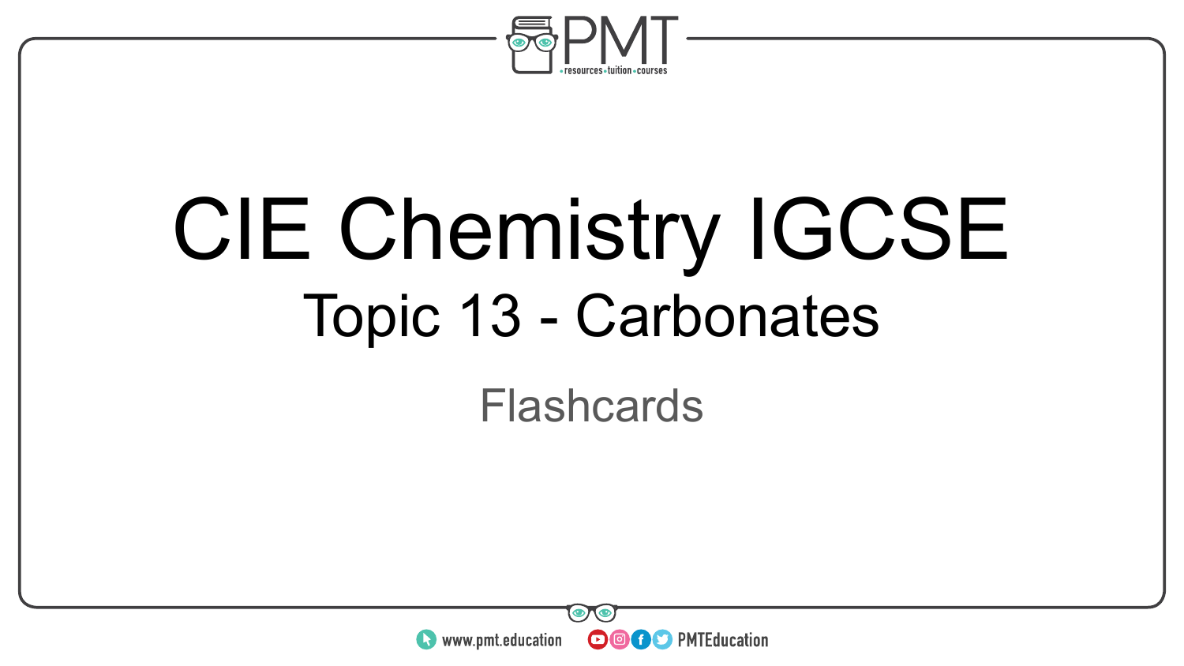# CIE Chemistry IGCSE

## Topic 13 - Carbonates

Flashcards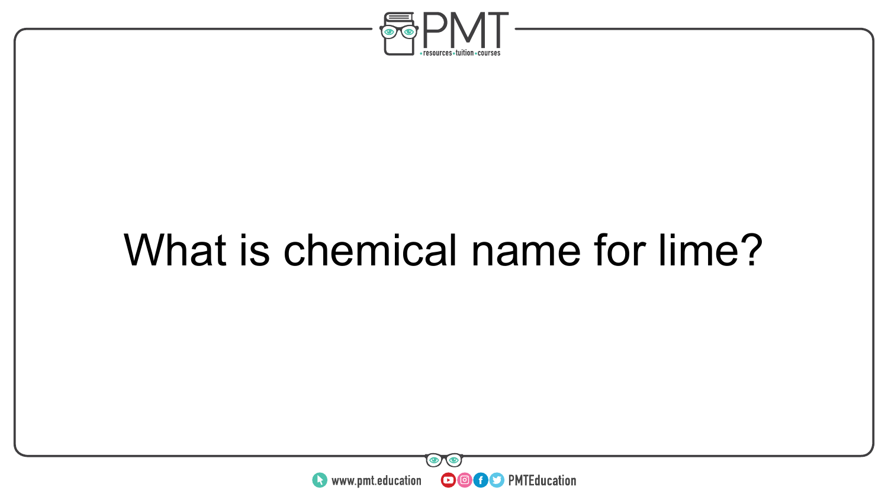What is chemical name for lime?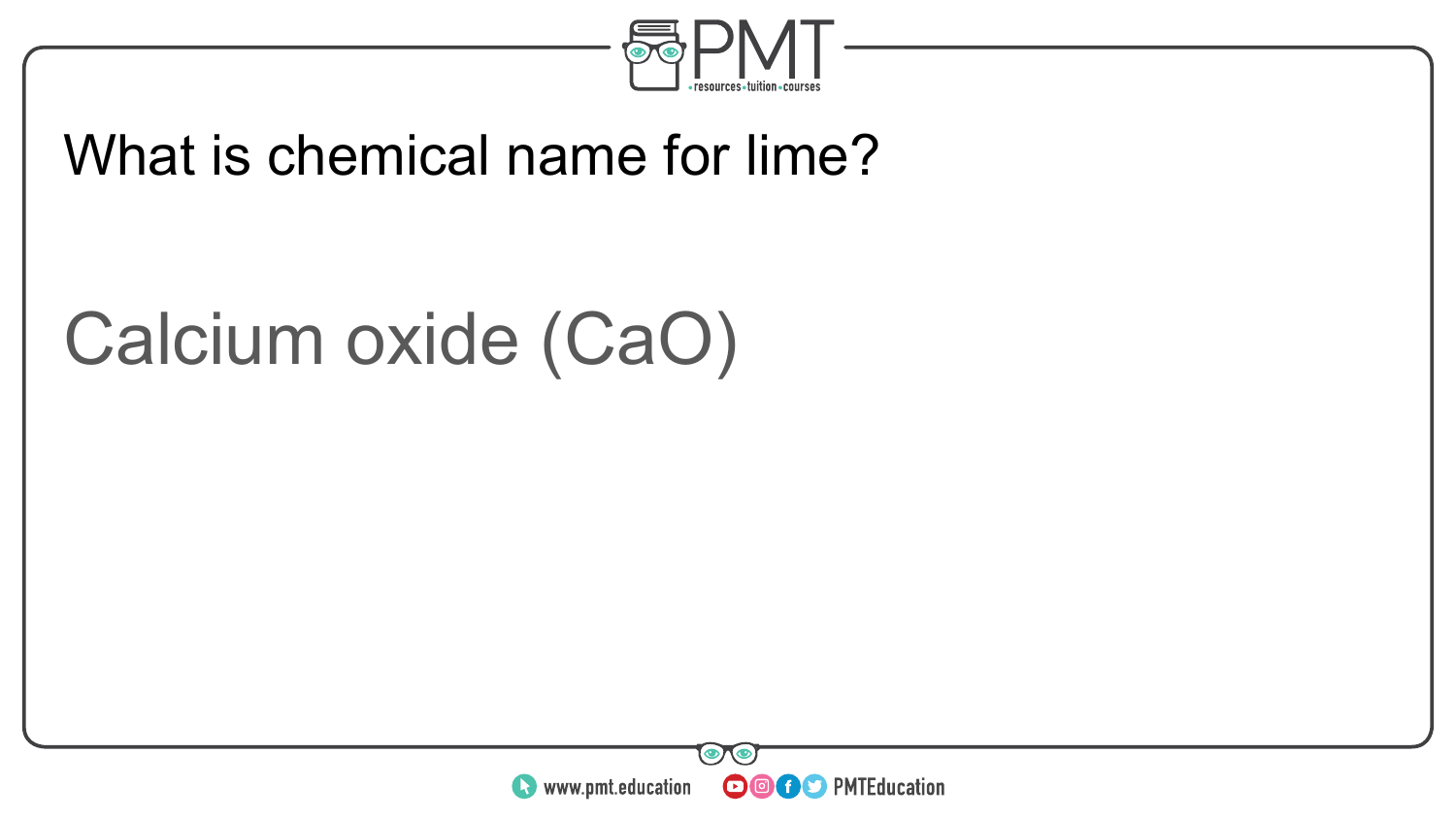What is chemical name for lime?

Calcium oxide ($CaO$)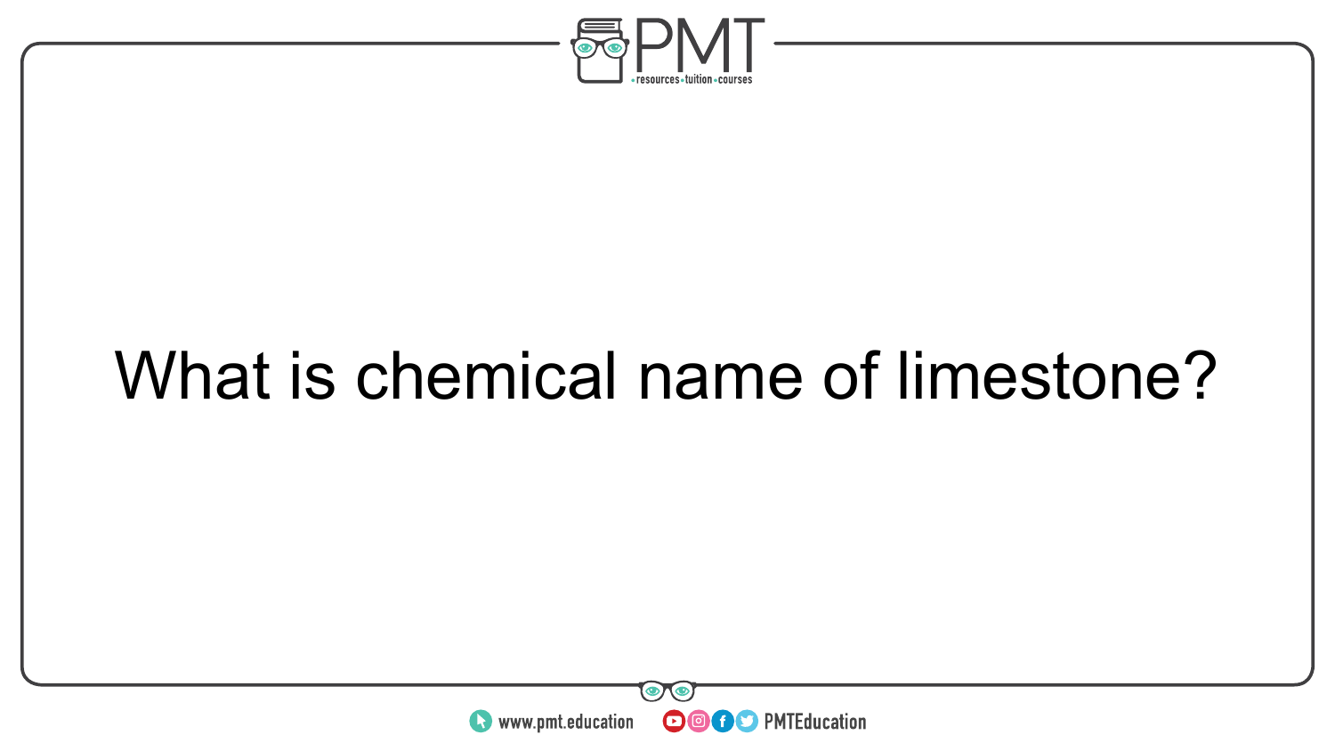What is chemical name of limestone?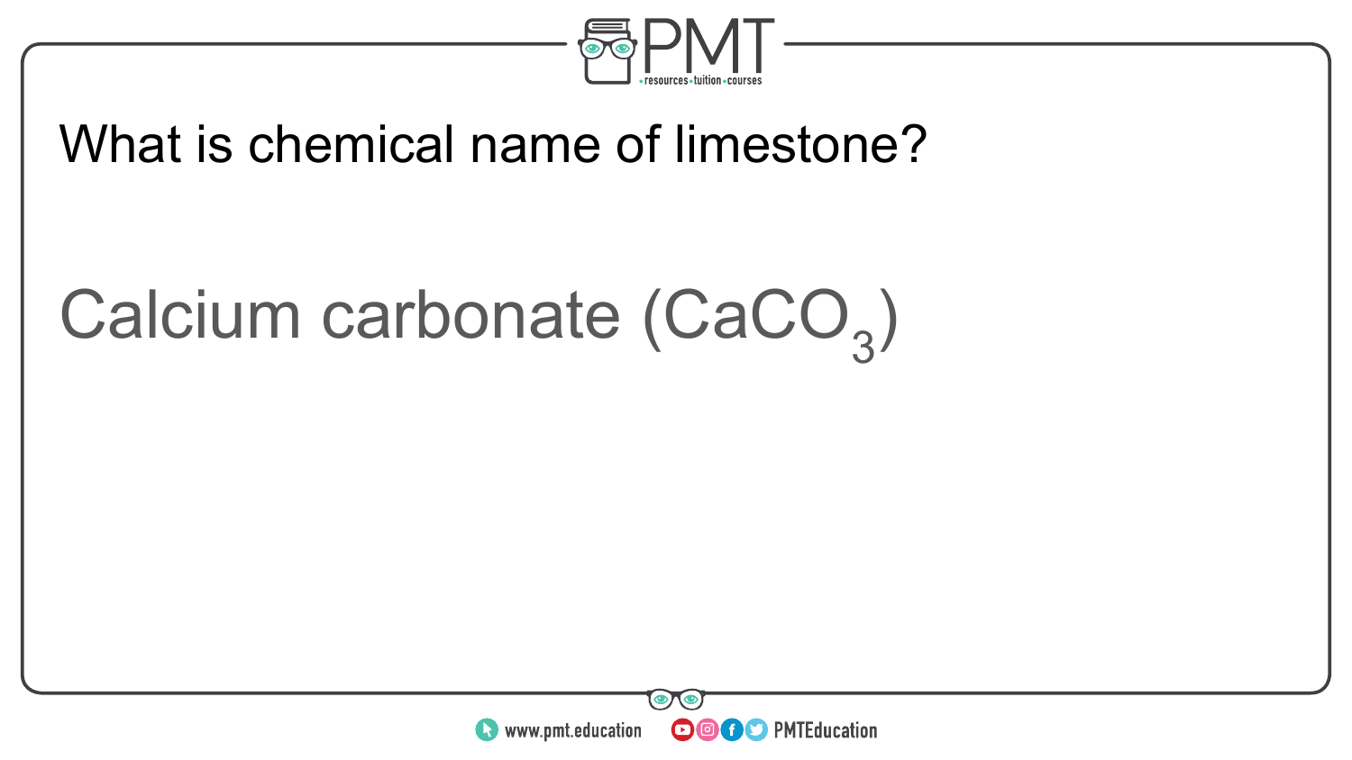What is chemical name of limestone?

Calcium carbonate ($CaCO_3$)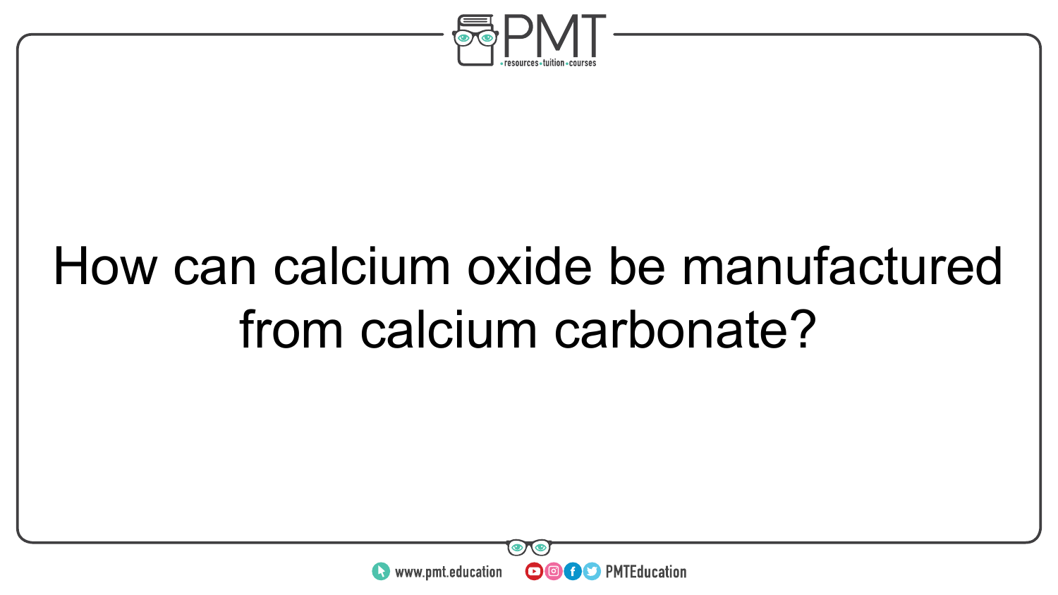How can calcium oxide be manufactured from calcium carbonate?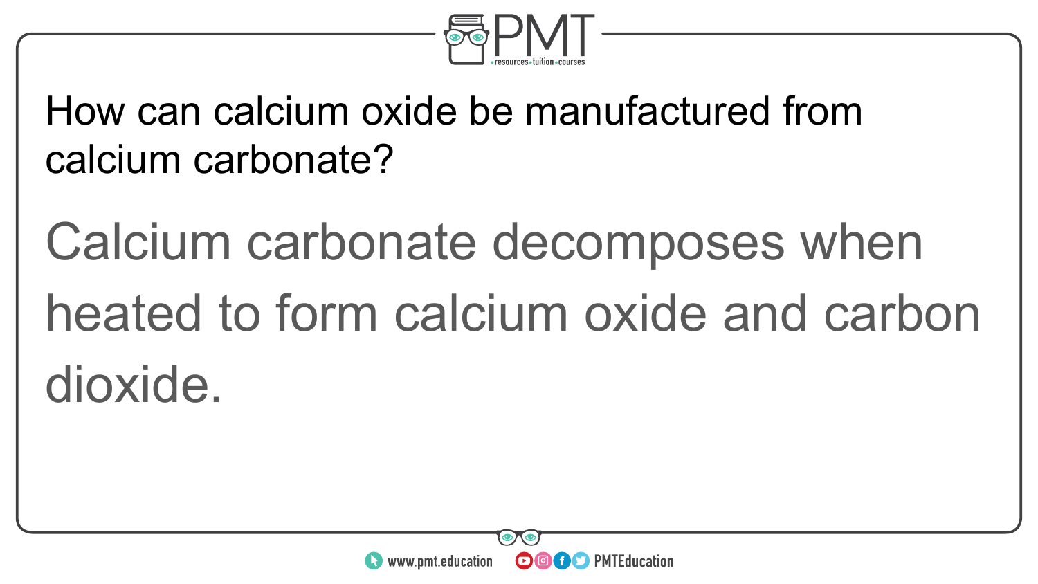How can calcium oxide be manufactured from calcium carbonate?

Calcium carbonate decomposes when heated to form calcium oxide and carbon dioxide.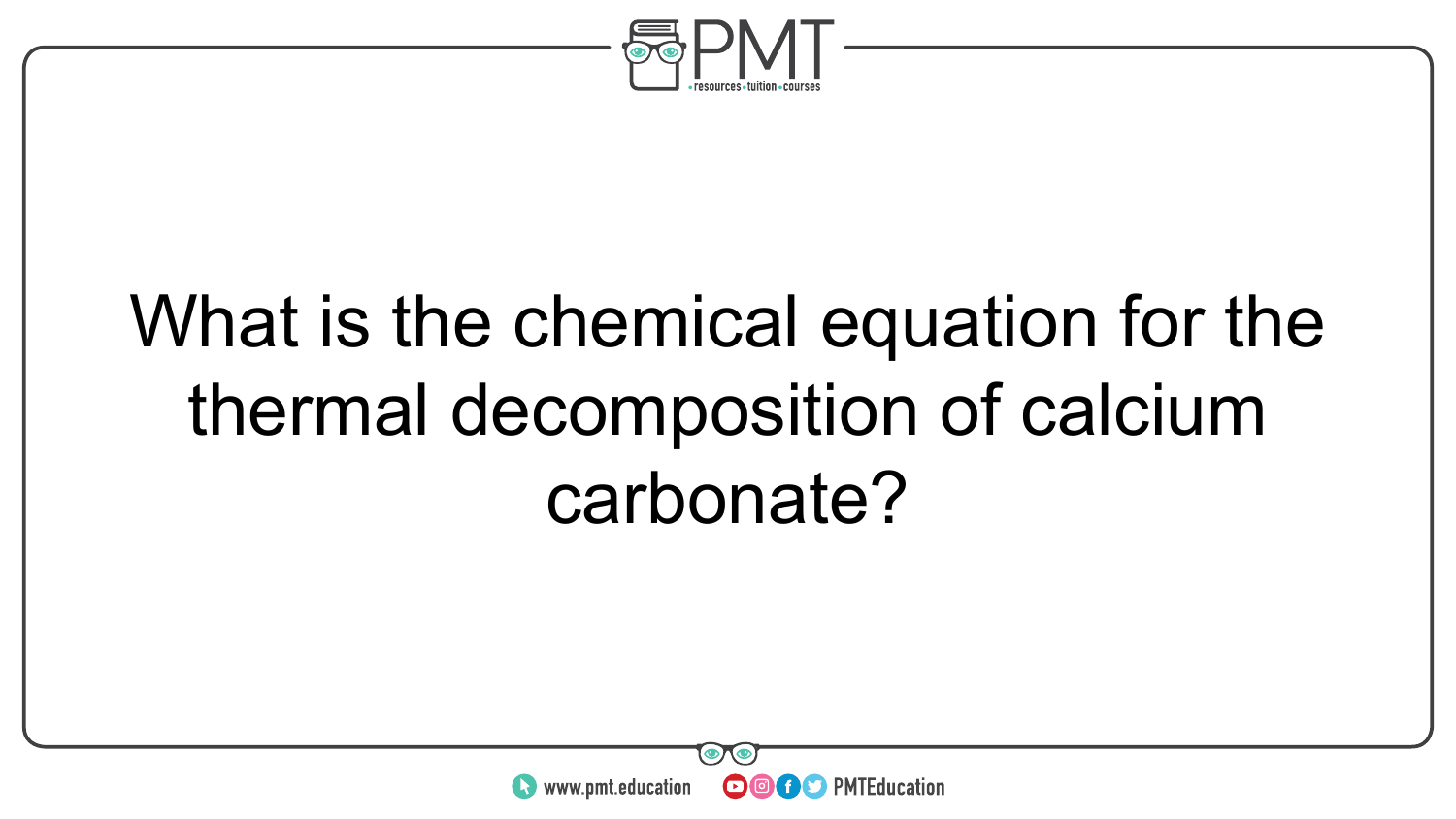What is the chemical equation for the thermal decomposition of calcium carbonate?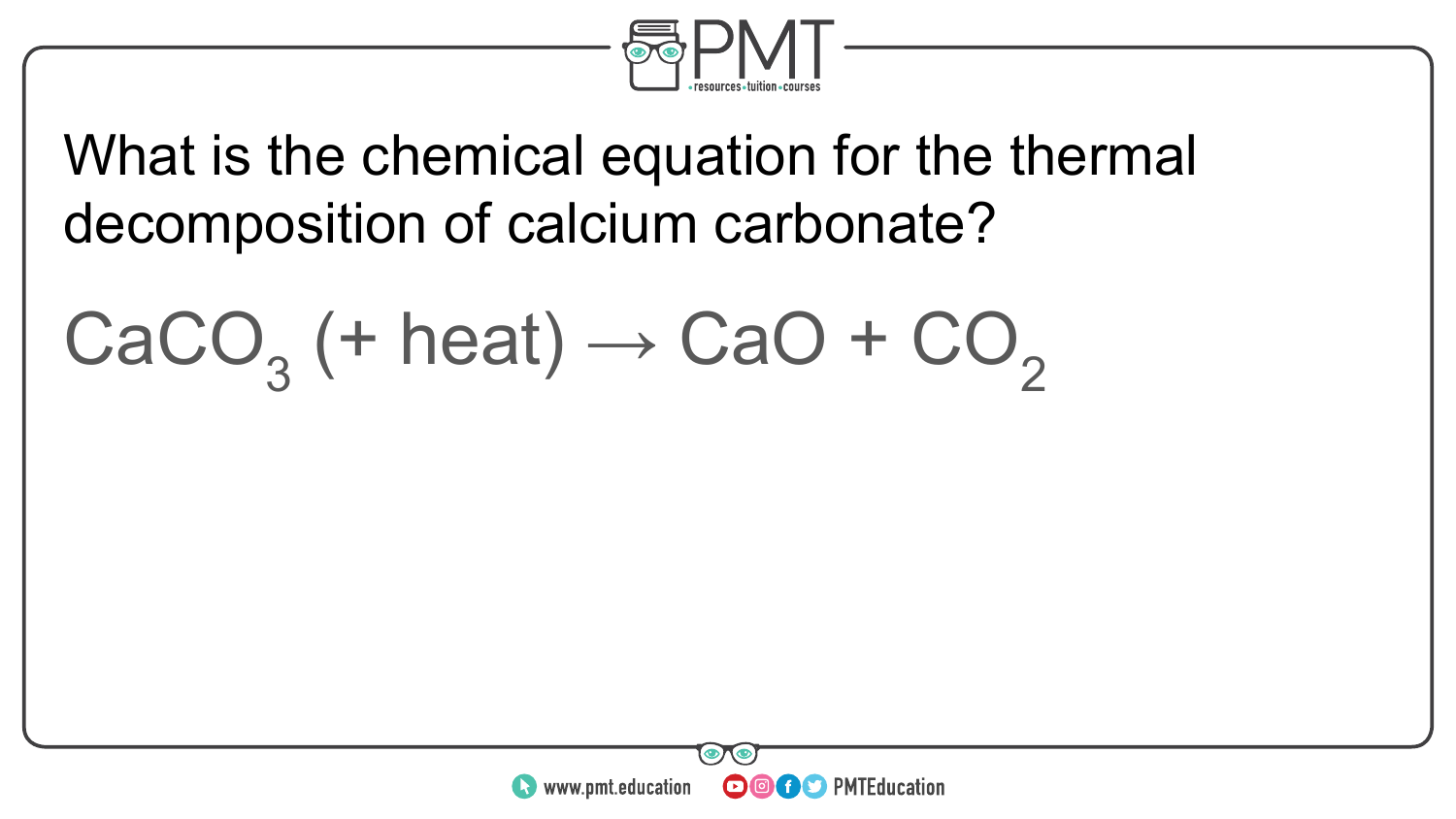What is the chemical equation for the thermal decomposition of calcium carbonate?

$$CaCO_3 \text{ (+ heat)} \rightarrow CaO + CO_2$$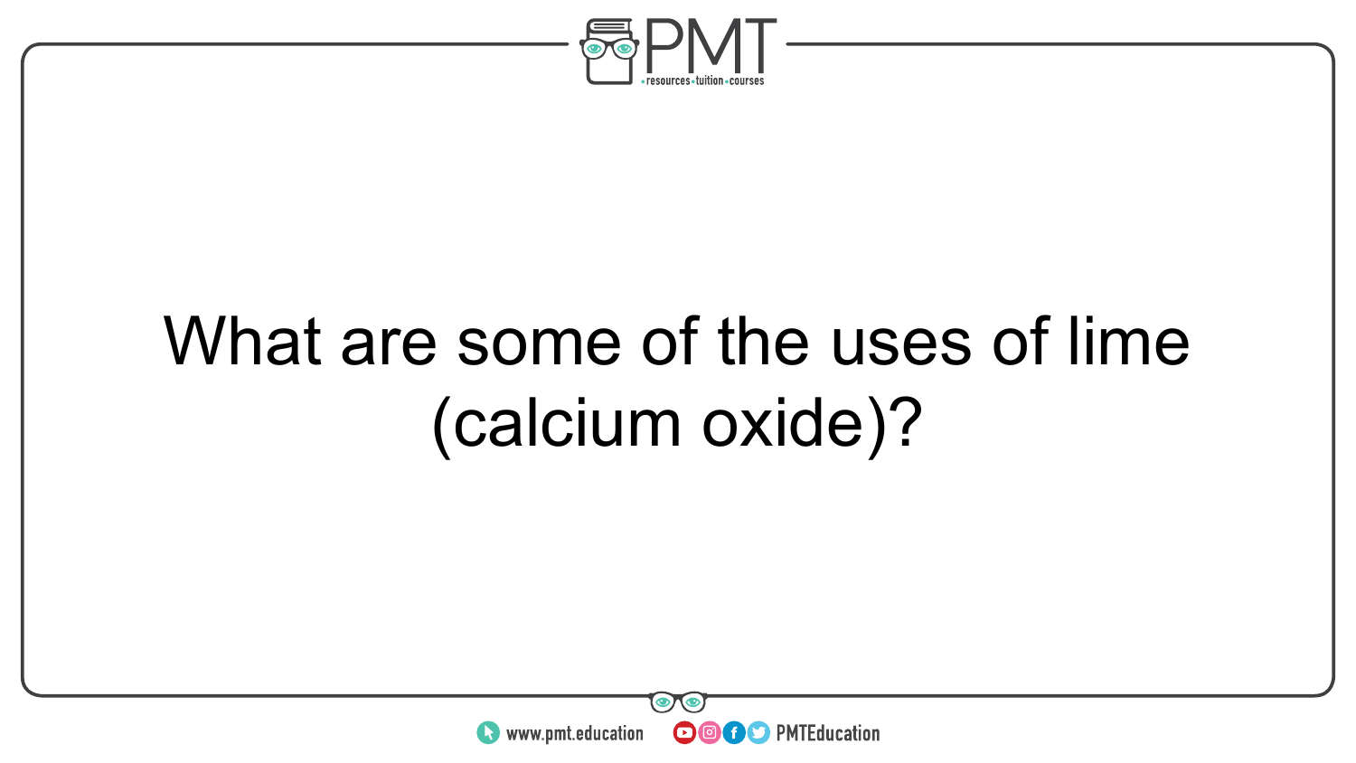What are some of the uses of lime (calcium oxide)?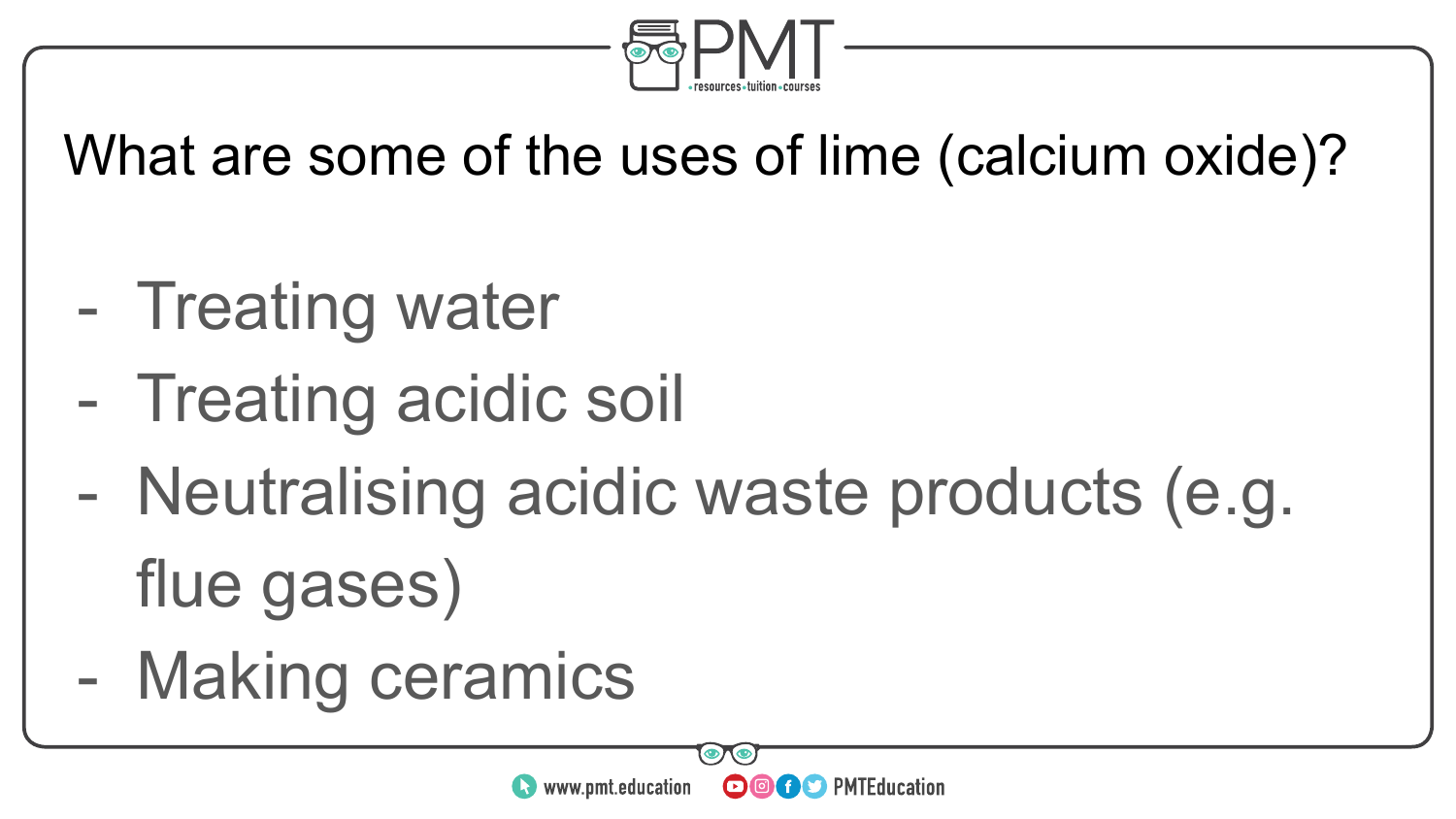What are some of the uses of lime (calcium oxide)?

- Treating water
- Treating acidic soil
- Neutralising acidic waste products (e.g. flue gases)
- Making ceramics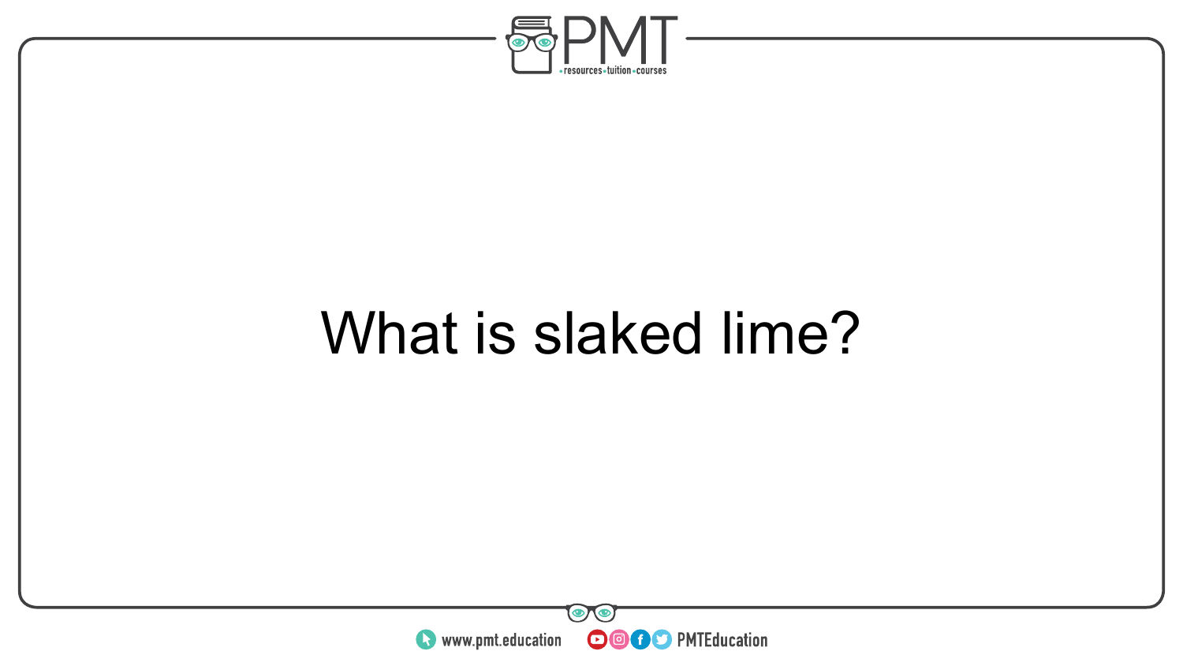What is slaked lime?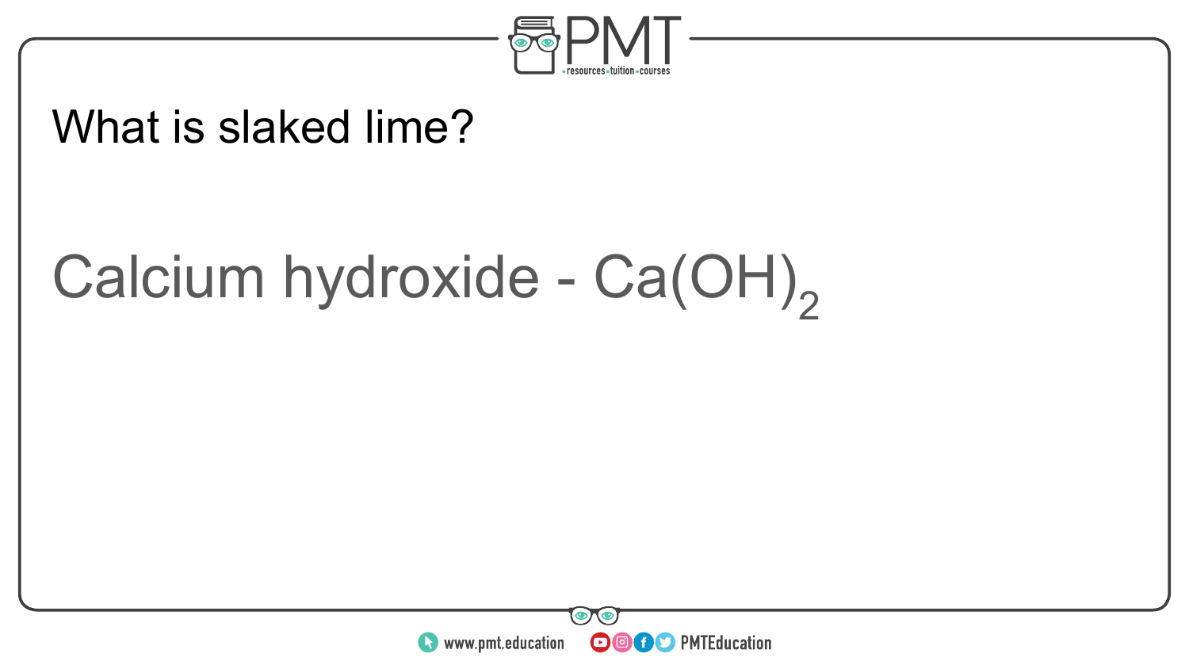What is slaked lime?

Calcium hydroxide - $Ca(OH)_2$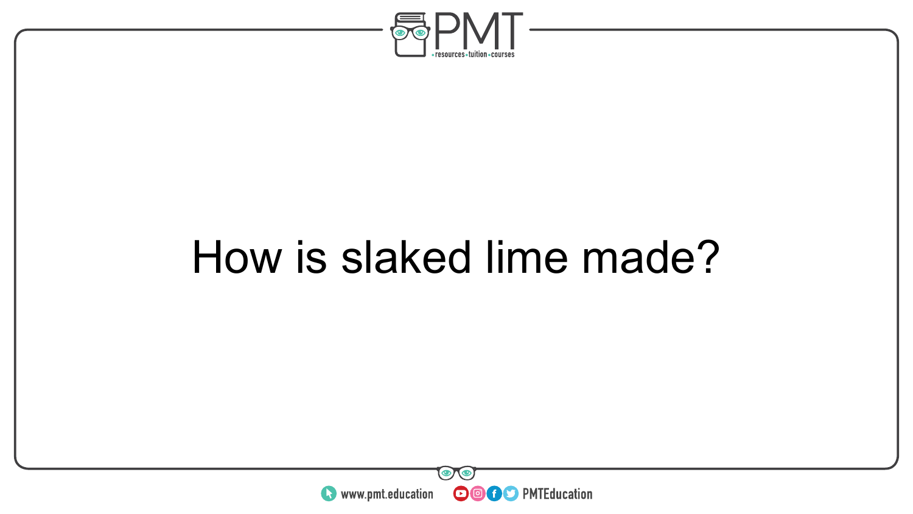How is slaked lime made?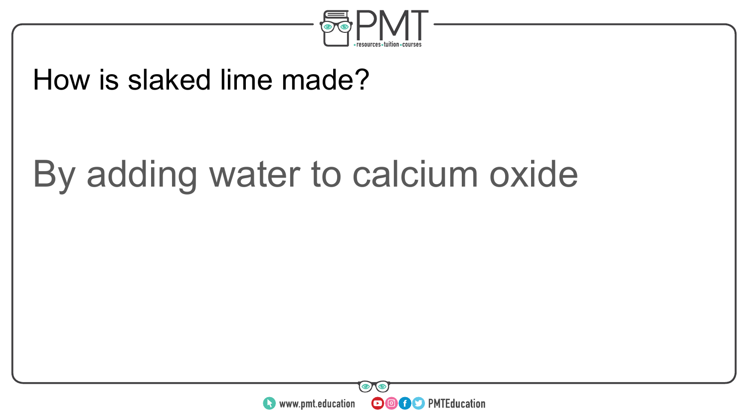How is slaked lime made?

By adding water to calcium oxide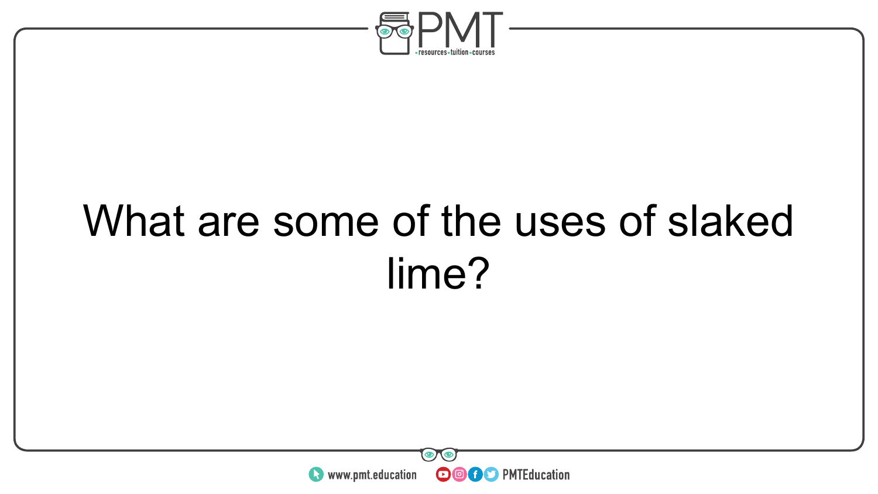What are some of the uses of slaked lime?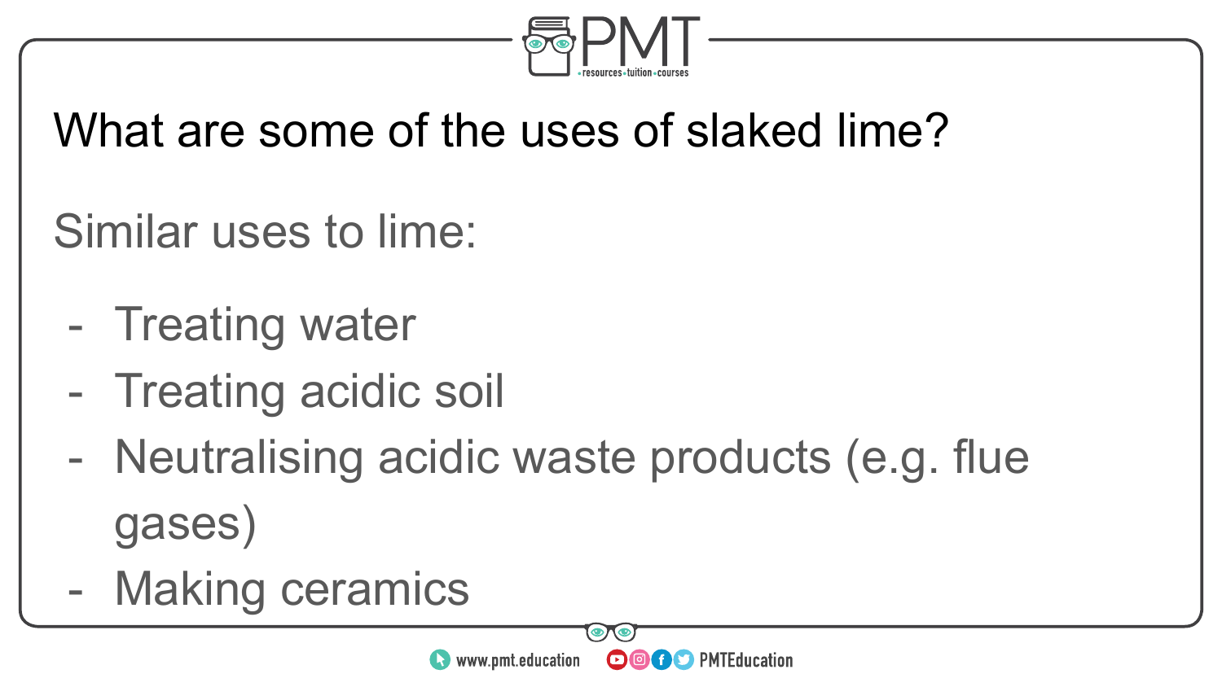What are some of the uses of slaked lime?

Similar uses to lime:

- Treating water
- Treating acidic soil
- Neutralising acidic waste products (e.g. flue gases)
- Making ceramics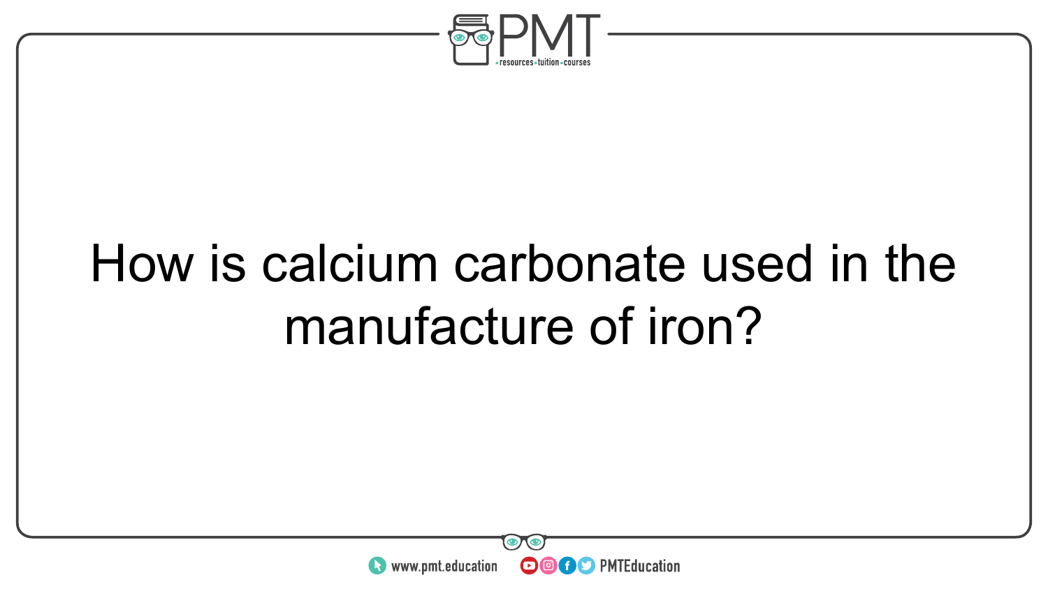How is calcium carbonate used in the manufacture of iron?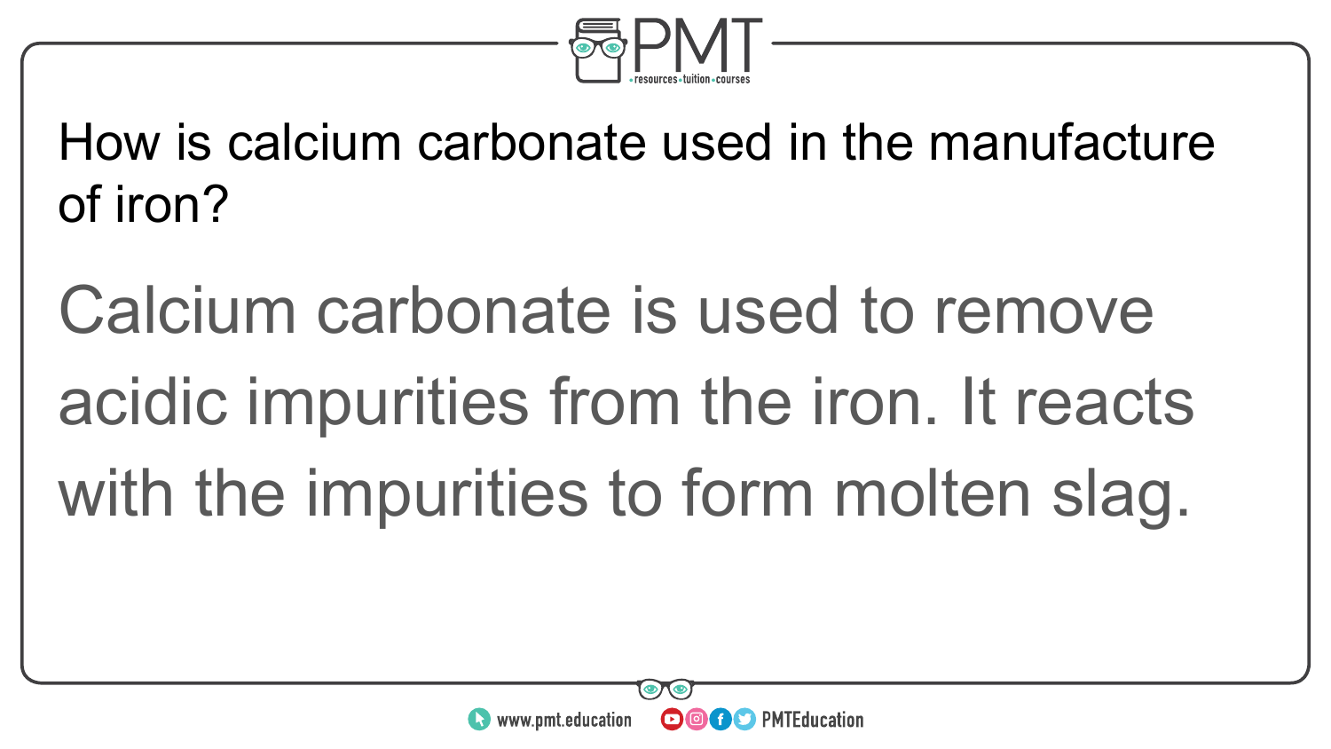How is calcium carbonate used in the manufacture of iron?

Calcium carbonate is used to remove acidic impurities from the iron. It reacts with the impurities to form molten slag.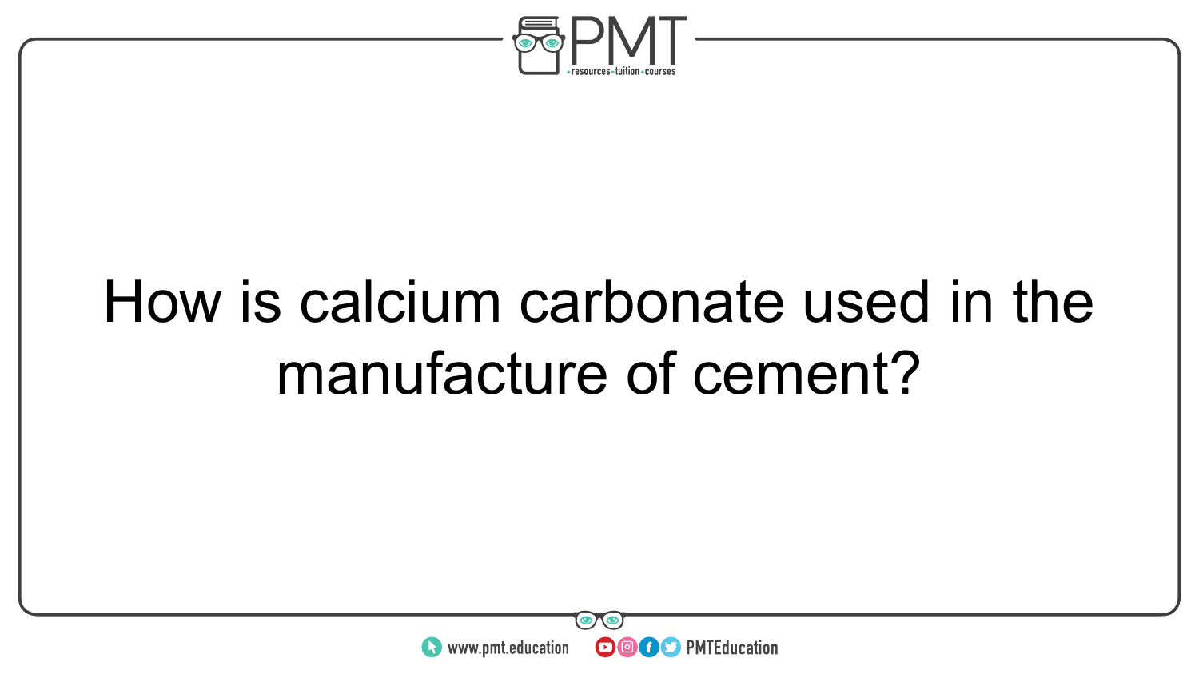How is calcium carbonate used in the manufacture of cement?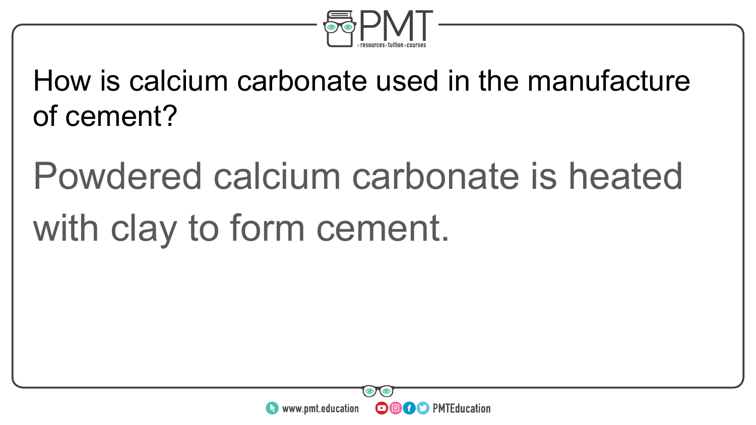How is calcium carbonate used in the manufacture of cement?

Powdered calcium carbonate is heated with clay to form cement.